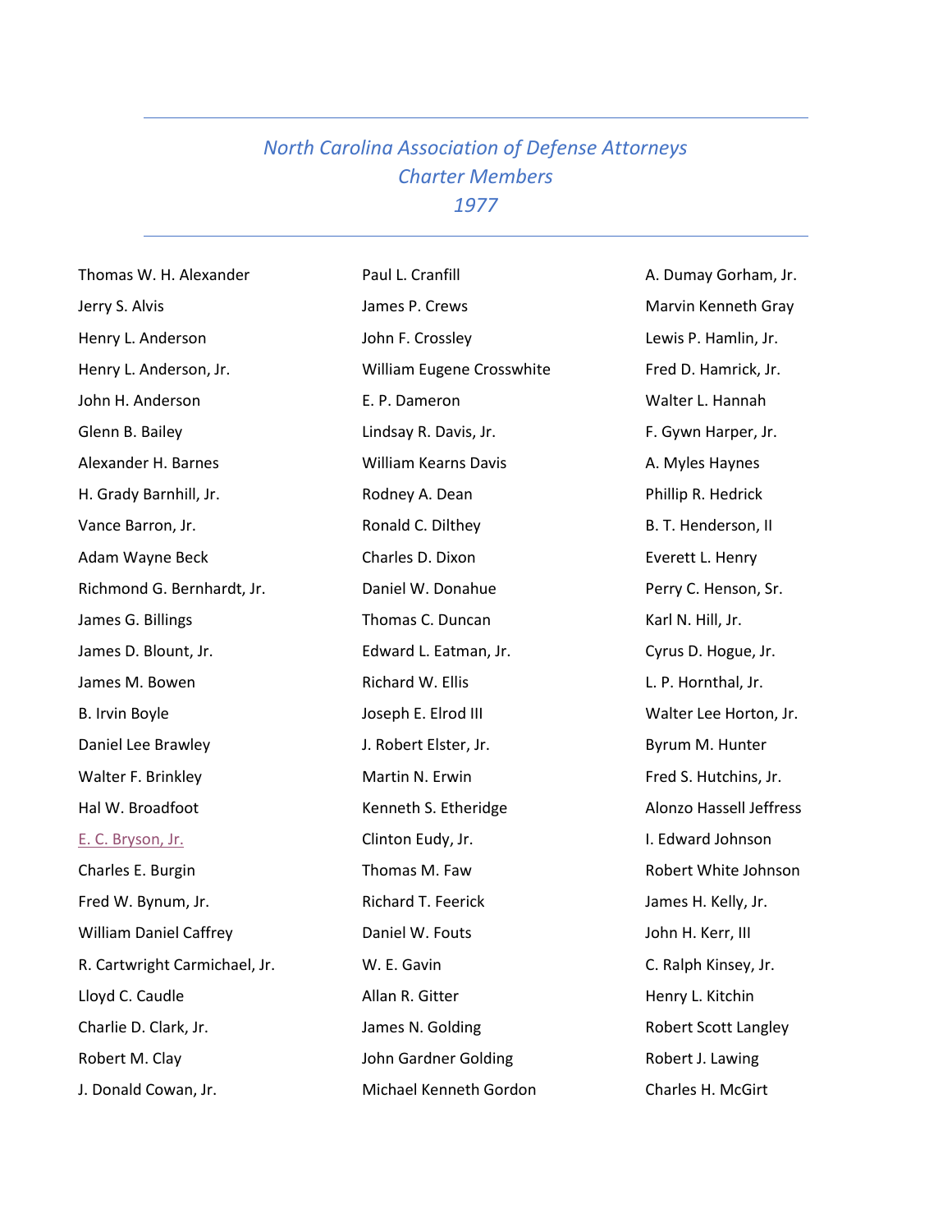*North Carolina Association of Defense Attorneys*
*Charter Members*
*1977*

---

Thomas W. H. Alexander
Jerry S. Alvis
Henry L. Anderson
Henry L. Anderson, Jr.
John H. Anderson
Glenn B. Bailey
Alexander H. Barnes
H. Grady Barnhill, Jr.
Vance Barron, Jr.
Adam Wayne Beck
Richmond G. Bernhardt, Jr.
James G. Billings
James D. Blount, Jr.
James M. Bowen
B. Irvin Boyle
Daniel Lee Brawley
Walter F. Brinkley
Hal W. Broadfoot
E. C. Bryson, Jr.
Charles E. Burgin
Fred W. Bynum, Jr.
William Daniel Caffrey
R. Cartwright Carmichael, Jr.
Lloyd C. Caudle
Charlie D. Clark, Jr.
Robert M. Clay
J. Donald Cowan, Jr.
Paul L. Cranfill
James P. Crews
John F. Crossley
William Eugene Crosswhite
E. P. Dameron
Lindsay R. Davis, Jr.
William Kearns Davis
Rodney A. Dean
Ronald C. Dilthey
Charles D. Dixon
Daniel W. Donahue
Thomas C. Duncan
Edward L. Eatman, Jr.
Richard W. Ellis
Joseph E. Elrod III
J. Robert Elster, Jr.
Martin N. Erwin
Kenneth S. Etheridge
Clinton Eudy, Jr.
Thomas M. Faw
Richard T. Feerick
Daniel W. Fouts
W. E. Gavin
Allan R. Gitter
James N. Golding
John Gardner Golding
Michael Kenneth Gordon
A. Dumay Gorham, Jr.
Marvin Kenneth Gray
Lewis P. Hamlin, Jr.
Fred D. Hamrick, Jr.
Walter L. Hannah
F. Gywn Harper, Jr.
A. Myles Haynes
Phillip R. Hedrick
B. T. Henderson, II
Everett L. Henry
Perry C. Henson, Sr.
Karl N. Hill, Jr.
Cyrus D. Hogue, Jr.
L. P. Hornthal, Jr.
Walter Lee Horton, Jr.
Byrum M. Hunter
Fred S. Hutchins, Jr.
Alonzo Hassell Jeffress
I. Edward Johnson
Robert White Johnson
James H. Kelly, Jr.
John H. Kerr, III
C. Ralph Kinsey, Jr.
Henry L. Kitchin
Robert Scott Langley
Robert J. Lawing
Charles H. McGirt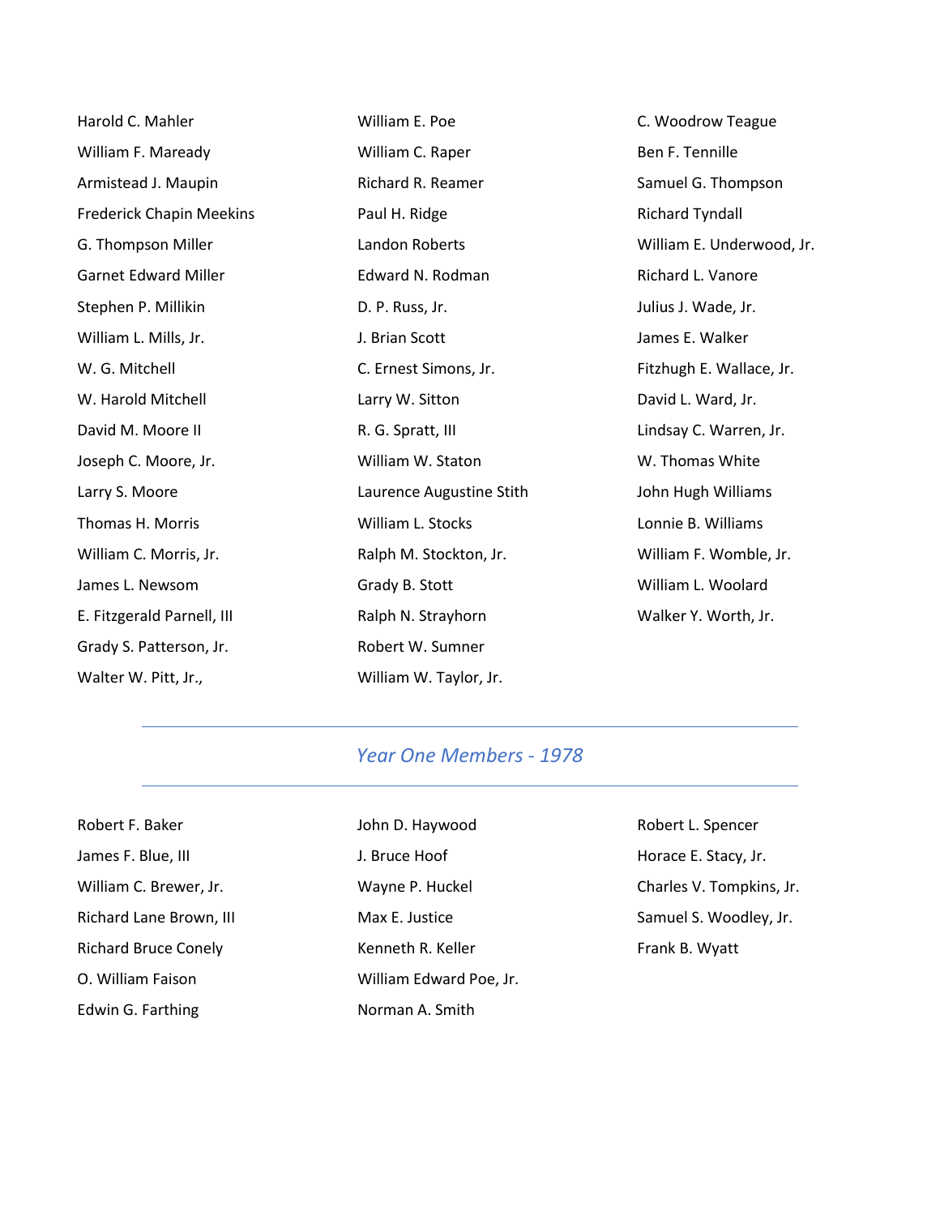Harold C. Mahler
William F. Maready
Armistead J. Maupin
Frederick Chapin Meekins
G. Thompson Miller
Garnet Edward Miller
Stephen P. Millikin
William L. Mills, Jr.
W. G. Mitchell
W. Harold Mitchell
David M. Moore II
Joseph C. Moore, Jr.
Larry S. Moore
Thomas H. Morris
William C. Morris, Jr.
James L. Newsom
E. Fitzgerald Parnell, III
Grady S. Patterson, Jr.
Walter W. Pitt, Jr.,
William E. Poe
William C. Raper
Richard R. Reamer
Paul H. Ridge
Landon Roberts
Edward N. Rodman
D. P. Russ, Jr.
J. Brian Scott
C. Ernest Simons, Jr.
Larry W. Sitton
R. G. Spratt, III
William W. Staton
Laurence Augustine Stith
William L. Stocks
Ralph M. Stockton, Jr.
Grady B. Stott
Ralph N. Strayhorn
Robert W. Sumner
William W. Taylor, Jr.
C. Woodrow Teague
Ben F. Tennille
Samuel G. Thompson
Richard Tyndall
William E. Underwood, Jr.
Richard L. Vanore
Julius J. Wade, Jr.
James E. Walker
Fitzhugh E. Wallace, Jr.
David L. Ward, Jr.
Lindsay C. Warren, Jr.
W. Thomas White
John Hugh Williams
Lonnie B. Williams
William F. Womble, Jr.
William L. Woolard
Walker Y. Worth, Jr.

---

## *Year One Members - 1978*

---

Robert F. Baker
James F. Blue, III
William C. Brewer, Jr.
Richard Lane Brown, III
Richard Bruce Conely
O. William Faison
Edwin G. Farthing
John D. Haywood
J. Bruce Hoof
Wayne P. Huckel
Max E. Justice
Kenneth R. Keller
William Edward Poe, Jr.
Norman A. Smith
Robert L. Spencer
Horace E. Stacy, Jr.
Charles V. Tompkins, Jr.
Samuel S. Woodley, Jr.
Frank B. Wyatt